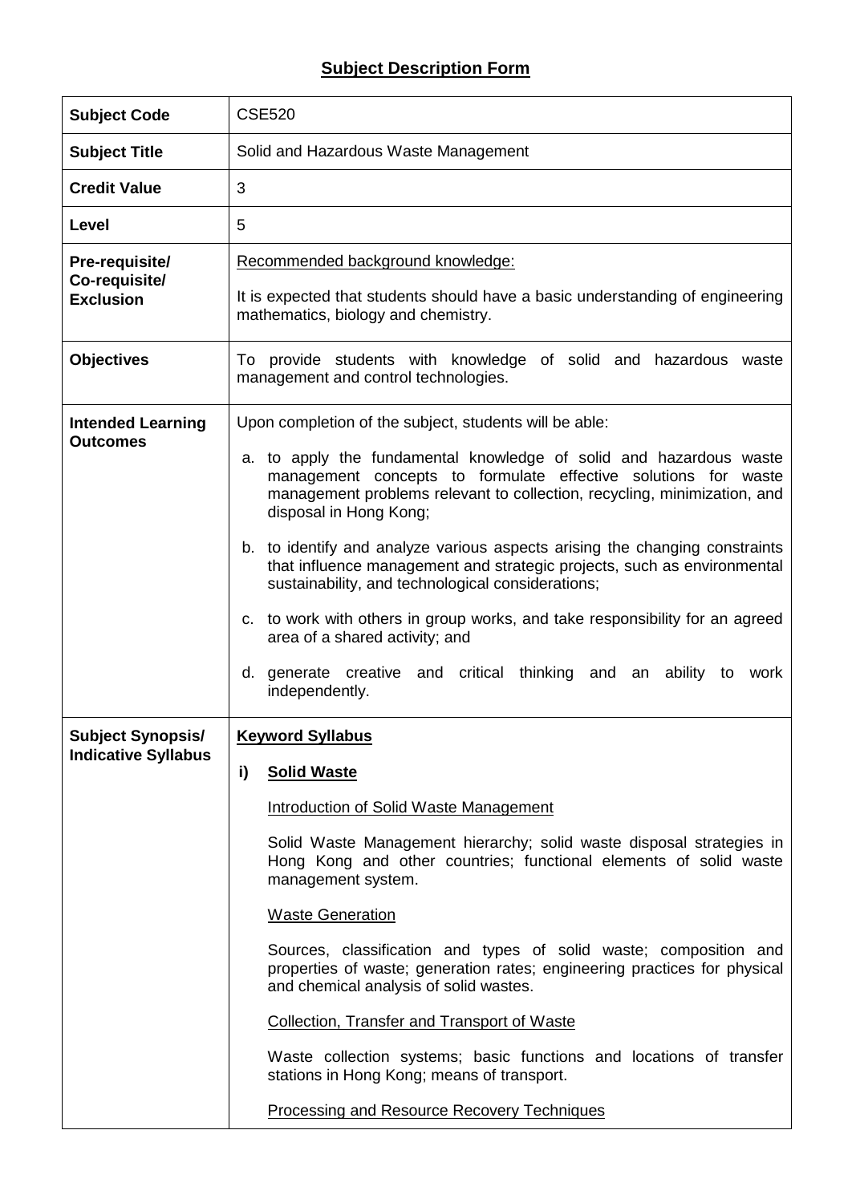# Subject Description Form

| **Subject Code** | CSE520 |
|---|---|
| **Subject Title** | Solid and Hazardous Waste Management |
| **Credit Value** | 3 |
| **Level** | 5 |
| **Pre-requisite/ Co-requisite/ Exclusion** | <u>Recommended background knowledge:</u><br><br>It is expected that students should have a basic understanding of engineering mathematics, biology and chemistry. |
| **Objectives** | To provide students with knowledge of solid and hazardous waste management and control technologies. |
| **Intended Learning Outcomes** | Upon completion of the subject, students will be able:<br><br>a. to apply the fundamental knowledge of solid and hazardous waste management concepts to formulate effective solutions for waste management problems relevant to collection, recycling, minimization, and disposal in Hong Kong;<br><br>b. to identify and analyze various aspects arising the changing constraints that influence management and strategic projects, such as environmental sustainability, and technological considerations;<br><br>c. to work with others in group works, and take responsibility for an agreed area of a shared activity; and<br><br>d. generate creative and critical thinking and an ability to work independently. |
| **Subject Synopsis/ Indicative Syllabus** | **<u>Keyword Syllabus</u>**<br><br>**i) <u>Solid Waste</u>**<br><br><u>Introduction of Solid Waste Management</u><br><br>Solid Waste Management hierarchy; solid waste disposal strategies in Hong Kong and other countries; functional elements of solid waste management system.<br><br><u>Waste Generation</u><br><br>Sources, classification and types of solid waste; composition and properties of waste; generation rates; engineering practices for physical and chemical analysis of solid wastes.<br><br><u>Collection, Transfer and Transport of Waste</u><br><br>Waste collection systems; basic functions and locations of transfer stations in Hong Kong; means of transport.<br><br><u>Processing and Resource Recovery Techniques</u> |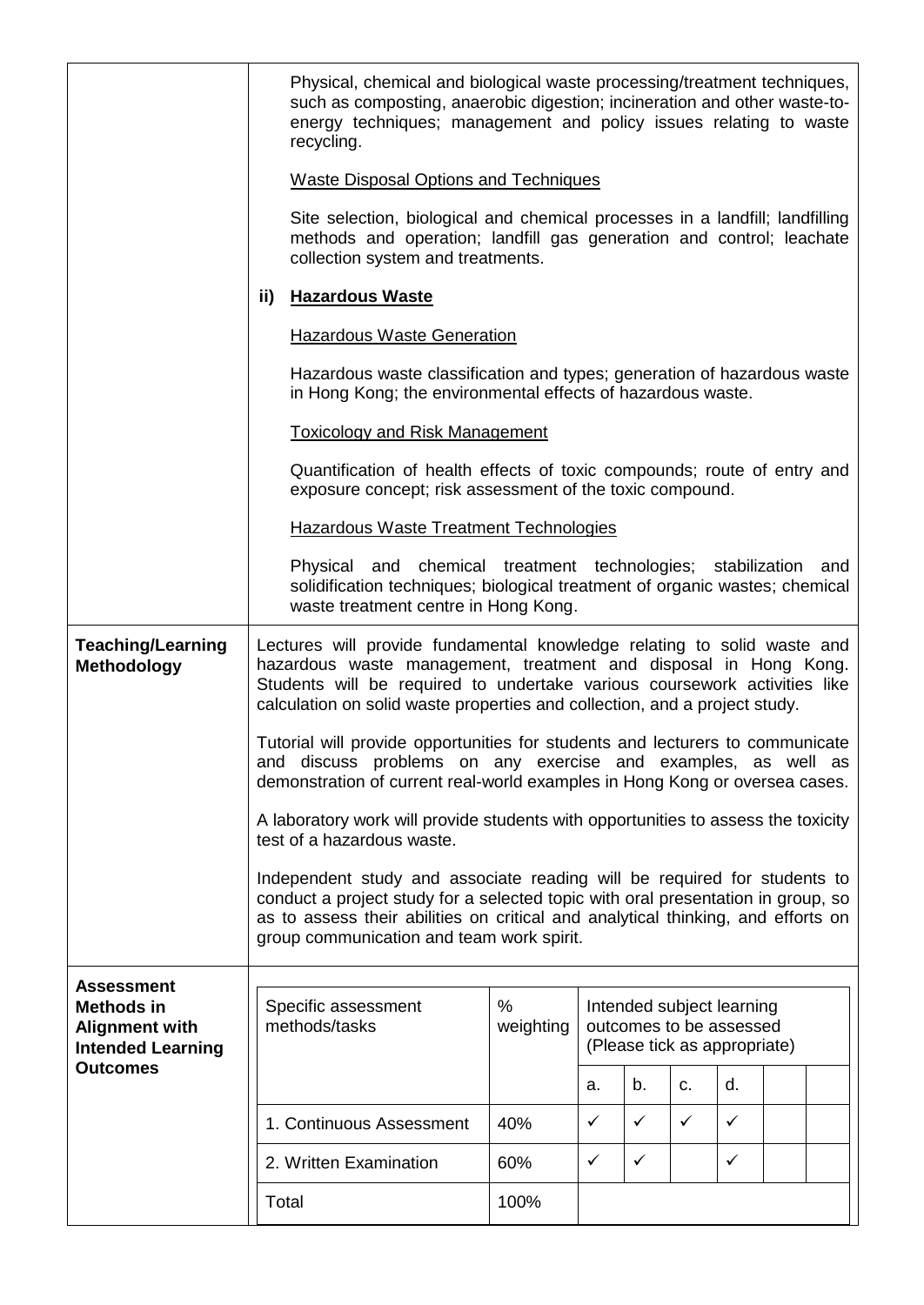Physical, chemical and biological waste processing/treatment techniques, such as composting, anaerobic digestion; incineration and other waste-to-energy techniques; management and policy issues relating to waste recycling.

Waste Disposal Options and Techniques

Site selection, biological and chemical processes in a landfill; landfilling methods and operation; landfill gas generation and control; leachate collection system and treatments.

**ii) Hazardous Waste**

Hazardous Waste Generation

Hazardous waste classification and types; generation of hazardous waste in Hong Kong; the environmental effects of hazardous waste.

Toxicology and Risk Management

Quantification of health effects of toxic compounds; route of entry and exposure concept; risk assessment of the toxic compound.

Hazardous Waste Treatment Technologies

Physical and chemical treatment technologies; stabilization and solidification techniques; biological treatment of organic wastes; chemical waste treatment centre in Hong Kong.

**Teaching/Learning Methodology**

Lectures will provide fundamental knowledge relating to solid waste and hazardous waste management, treatment and disposal in Hong Kong. Students will be required to undertake various coursework activities like calculation on solid waste properties and collection, and a project study.

Tutorial will provide opportunities for students and lecturers to communicate and discuss problems on any exercise and examples, as well as demonstration of current real-world examples in Hong Kong or oversea cases.

A laboratory work will provide students with opportunities to assess the toxicity test of a hazardous waste.

Independent study and associate reading will be required for students to conduct a project study for a selected topic with oral presentation in group, so as to assess their abilities on critical and analytical thinking, and efforts on group communication and team work spirit.

**Assessment Methods in Alignment with Intended Learning Outcomes**

| Specific assessment methods/tasks | % weighting | Intended subject learning outcomes to be assessed (Please tick as appropriate) | | | | | |
|---|---|---|---|---|---|---|---|
| | | a. | b. | c. | d. | | |
| 1. Continuous Assessment | 40% | ✓ | ✓ | ✓ | ✓ | | |
| 2. Written Examination | 60% | ✓ | ✓ | | ✓ | | |
| Total | 100% | | | | | | |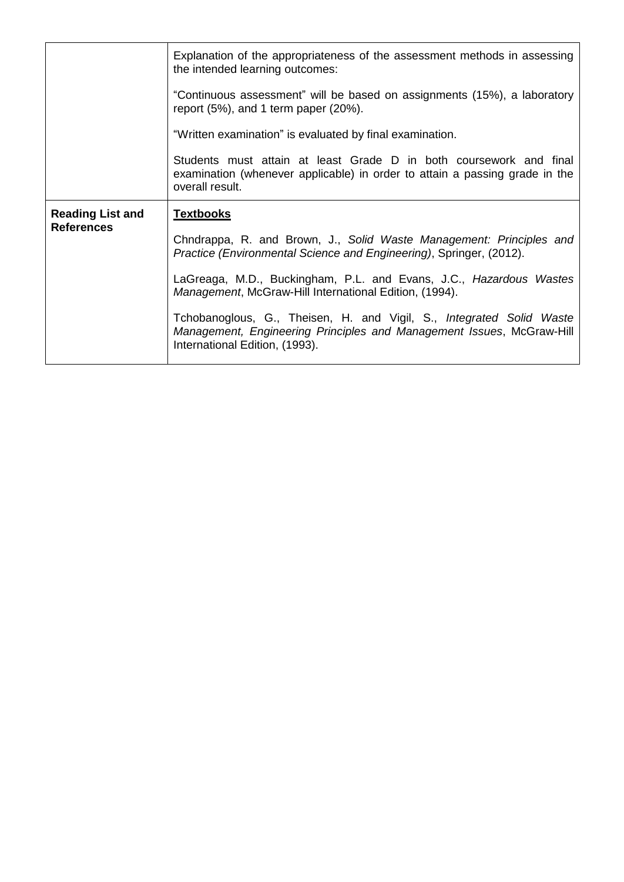| | |
|---|---|
| | Explanation of the appropriateness of the assessment methods in assessing the intended learning outcomes:<br><br>“Continuous assessment” will be based on assignments (15%), a laboratory report (5%), and 1 term paper (20%).<br><br>“Written examination” is evaluated by final examination.<br><br>Students must attain at least Grade D in both coursework and final examination (whenever applicable) in order to attain a passing grade in the overall result. |
| **Reading List and References** | **Textbooks**<br><br>Chndrappa, R. and Brown, J., *Solid Waste Management: Principles and Practice (Environmental Science and Engineering)*, Springer, (2012).<br><br>LaGreaga, M.D., Buckingham, P.L. and Evans, J.C., *Hazardous Wastes Management*, McGraw-Hill International Edition, (1994).<br><br>Tchobanoglous, G., Theisen, H. and Vigil, S., *Integrated Solid Waste Management, Engineering Principles and Management Issues*, McGraw-Hill International Edition, (1993). |